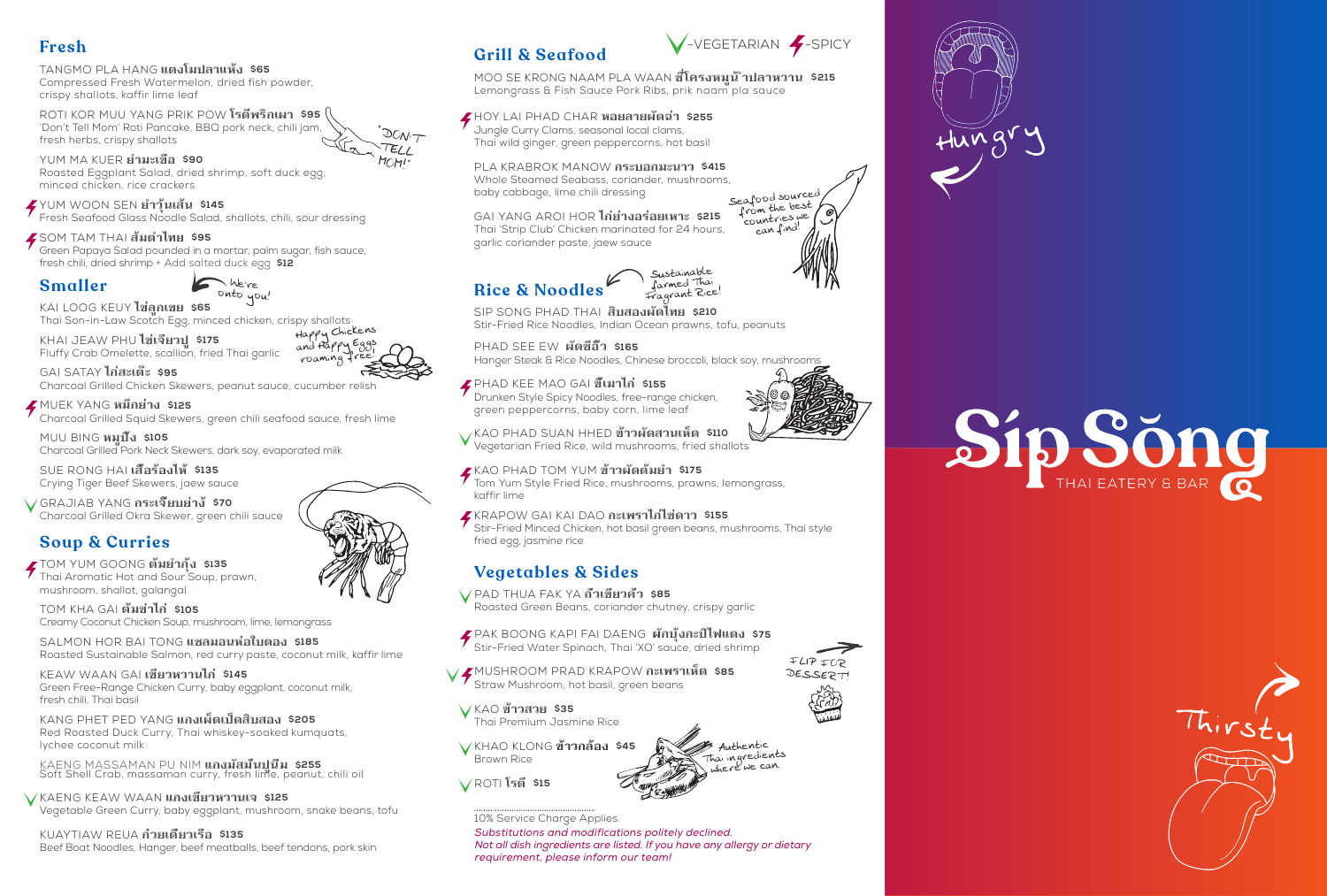## Fresh

TANGMO PLA HANG แตงโมปลาแห้ง **$65**
Compressed Fresh Watermelon, dried fish powder, crispy shallots, kaffir lime leaf

ROTI KOR MUU YANG PRIK POW โรตีพริกเผา **$95**
'Don't Tell Mom' Roti Pancake, BBQ pork neck, chili jam, fresh herbs, crispy shallots

'DON'T TELL MOM!'

YUM MA KUER ยำมะเขือ **$90**
Roasted Eggplant Salad, dried shrimp, soft duck egg, minced chicken, rice crackers

YUM WOON SEN ยำวุ้นเส้น **$145**
Fresh Seafood Glass Noodle Salad, shallots, chili, sour dressing

SOM TAM THAI ส้มตำไทย **$95**
Green Papaya Salad pounded in a mortar, palm sugar, fish sauce, fresh chili, dried shrimp + Add salted duck egg **$12**

## Smaller

We're onto you!

KAI LOOG KEUY ไข่ลูกเขย **$65**
Thai Son-in-Law Scotch Egg, minced chicken, crispy shallots

KHAI JEAW PHU ไข่เจียวปู **$175**
Fluffy Crab Omelette, scallion, fried Thai garlic

Happy Chickens and Happy Eggs roaming free!

GAI SATAY ไก่สะเต๊ะ **$95**
Charcoal Grilled Chicken Skewers, peanut sauce, cucumber relish

MUEK YANG หมึกย่าง **$125**
Charcoal Grilled Squid Skewers, green chili seafood sauce, fresh lime

MUU BING หมูปิ้ง **$105**
Charcoal Grilled Pork Neck Skewers, dark soy, evaporated milk

SUE RONG HAI เสือร้องไห้ **$135**
Crying Tiger Beef Skewers, jaew sauce

GRAJIAB YANG กระเจี๊ยบย่าง **$70**
Charcoal Grilled Okra Skewer, green chili sauce

## Soup & Curries

TOM YUM GOONG ต้มยำกุ้ง **$135**
Thai Aromatic Hot and Sour Soup, prawn, mushroom, shallot, galangal

TOM KHA GAI ต้มข่าไก่ **$105**
Creamy Coconut Chicken Soup, mushroom, lime, lemongrass

SALMON HOR BAI TONG แซลมอนห่อใบตอง **$185**
Roasted Sustainable Salmon, red curry paste, coconut milk, kaffir lime

KEAW WAAN GAI เขียวหวานไก่ **$145**
Green Free-Range Chicken Curry, baby eggplant, coconut milk, fresh chili, Thai basil

KANG PHET PED YANG แกงเผ็ดเป็ดสิบสอง **$205**
Red Roasted Duck Curry, Thai whiskey-soaked kumquats, lychee coconut milk

KAENG MASSAMAN PU NIM แกงมัสมั่นปูนิ่ม **$255**
Soft Shell Crab, massaman curry, fresh lime, peanut, chili oil

KAENG KEAW WAAN แกงเขียวหวานเจ **$125**
Vegetable Green Curry, baby eggplant, mushroom, snake beans, tofu

KUAYTIAW REUA ก๋วยเตี๋ยวเรือ **$135**
Beef Boat Noodles, Hanger, beef meatballs, beef tendons, pork skin

## Grill & Seafood

V-VEGETARIAN ⚡-SPICY

MOO SE KRONG NAAM PLA WAAN ซี่โครงหมูน้ำปลาหวาน **$215**
Lemongrass & Fish Sauce Pork Ribs, prik naam pla sauce

HOY LAI PHAD CHAR หอยลายผัดฉ่า **$255**
Jungle Curry Clams, seasonal local clams, Thai wild ginger, green peppercorns, hot basil

PLA KRABROK MANOW กระบอกมะนาว **$415**
Whole Steamed Seabass, coriander, mushrooms, baby cabbage, lime chili dressing

Seafood sourced from the best countries we can find!

GAI YANG AROI HOR ไก่ย่างอร่อยเหาะ **$215**
Thai 'Strip Club' Chicken marinated for 24 hours, garlic coriander paste, jaew sauce

## Rice & Noodles

Sustainable farmed Thai fragrant Rice!

SIP SONG PHAD THAI สิบสองผัดไทย **$210**
Stir-Fried Rice Noodles, Indian Ocean prawns, tofu, peanuts

PHAD SEE EW ผัดซีอิ๊ว **$165**
Hanger Steak & Rice Noodles, Chinese broccoli, black soy, mushrooms

PHAD KEE MAO GAI ขี้เมาไก่ **$155**
Drunken Style Spicy Noodles, free-range chicken, green peppercorns, baby corn, lime leaf

KAO PHAD SUAN HHED ข้าวผัดสวนเห็ด **$110**
Vegetarian Fried Rice, wild mushrooms, fried shallots

KAO PHAD TOM YUM ข้าวผัดต้มยำ **$175**
Tom Yum Style Fried Rice, mushrooms, prawns, lemongrass, kaffir lime

KRAPOW GAI KAI DAO กะเพราไก่ไข่ดาว **$155**
Stir-Fried Minced Chicken, hot basil green beans, mushrooms, Thai style fried egg, jasmine rice

## Vegetables & Sides

PAD THUA FAK YA ถั่วเขียวคั่ว **$85**
Roasted Green Beans, coriander chutney, crispy garlic

PAK BOONG KAPI FAI DAENG ผักบุ้งกะปิไฟแดง **$75**
Stir-Fried Water Spinach, Thai 'XO' sauce, dried shrimp

FLIP FOR DESSERT!

MUSHROOM PRAD KRAPOW กะเพราเห็ด **$85**
Straw Mushroom, hot basil, green beans

KAO ข้าวสวย **$35**
Thai Premium Jasmine Rice

KHAO KLONG ข้าวกล้อง **$45**
Brown Rice

Authentic Thai ingredients where we can

ROTI โรตี **$15**

10% Service Charge Applies.

*Substitutions and modifications politely declined.*
*Not all dish ingredients are listed. If you have any allergy or dietary requirement, please inform our team!*

Hungry

# Sip Sŏng
THAI EATERY & BAR

Thirsty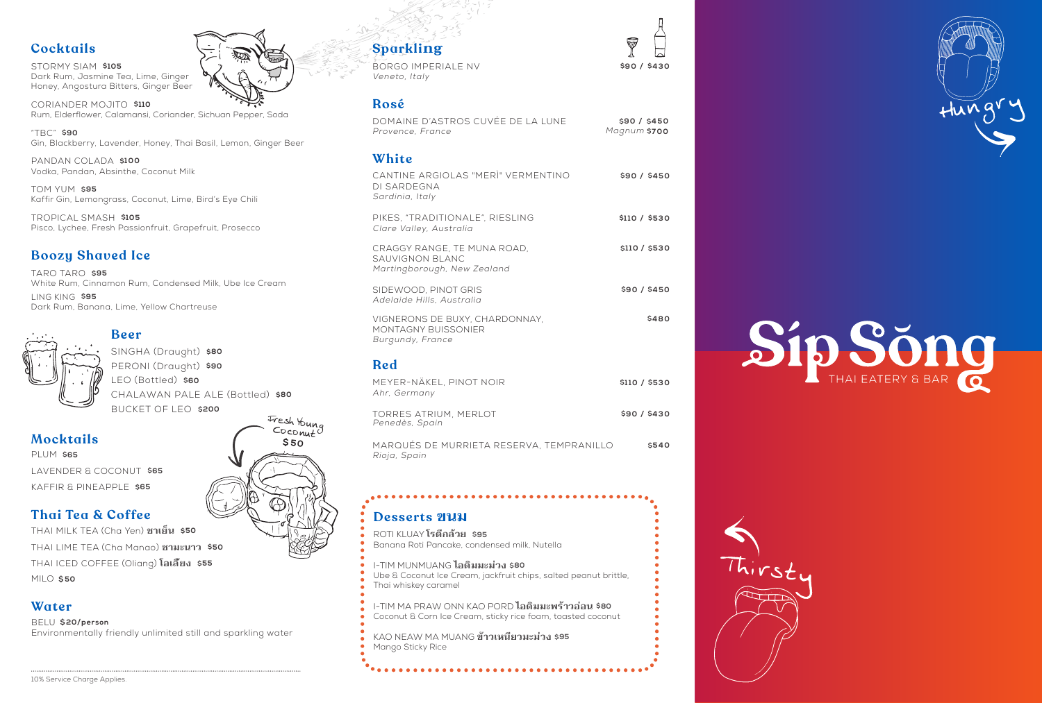## Cocktails

STORMY SIAM **$105**
Dark Rum, Jasmine Tea, Lime, Ginger Honey, Angostura Bitters, Ginger Beer

CORIANDER MOJITO **$110**
Rum, Elderflower, Calamansi, Coriander, Sichuan Pepper, Soda

"TBC" **$90**
Gin, Blackberry, Lavender, Honey, Thai Basil, Lemon, Ginger Beer

PANDAN COLADA **$100**
Vodka, Pandan, Absinthe, Coconut Milk

TOM YUM **$95**
Kaffir Gin, Lemongrass, Coconut, Lime, Bird's Eye Chili

TROPICAL SMASH **$105**
Pisco, Lychee, Fresh Passionfruit, Grapefruit, Prosecco

## Boozy Shaved Ice

TARO TARO **$95**
White Rum, Cinnamon Rum, Condensed Milk, Ube Ice Cream

LING KING **$95**
Dark Rum, Banana, Lime, Yellow Chartreuse

## Beer

SINGHA (Draught) **$80**
PERONI (Draught) **$90**
LEO (Bottled) **$60**
CHALAWAN PALE ALE (Bottled) **$80**
BUCKET OF LEO **$200**

Fresh Young Coconut **$50**

## Mocktails

PLUM **$65**
LAVENDER & COCONUT **$65**
KAFFIR & PINEAPPLE **$65**

## Thai Tea & Coffee

THAI MILK TEA (Cha Yen) **ชาเย็น** **$50**
THAI LIME TEA (Cha Manao) **ชามะนาว** **$50**
THAI ICED COFFEE (Oliang) **โอเลี้ยง** **$55**
MILO **$50**

## Water

BELU **$20/person**
Environmentally friendly unlimited still and sparkling water

10% Service Charge Applies.

## Sparkling

BORGO IMPERIALE NV — **$90 / $430**
*Veneto, Italy*

## Rosé

DOMAINE D'ASTROS CUVÉE DE LA LUNE — **$90 / $450**, *Magnum* **$700**
*Provence, France*

## White

CANTINE ARGIOLAS "MERÌ" VERMENTINO DI SARDEGNA — **$90 / $450**
*Sardinia, Italy*

PIKES, "TRADITIONALE", RIESLING — **$110 / $530**
*Clare Valley, Australia*

CRAGGY RANGE, TE MUNA ROAD, SAUVIGNON BLANC — **$110 / $530**
*Martingborough, New Zealand*

SIDEWOOD, PINOT GRIS — **$90 / $450**
*Adelaide Hills, Australia*

VIGNERONS DE BUXY, CHARDONNAY, MONTAGNY BUISSONIER — **$480**
*Burgundy, France*

## Red

MEYER-NÄKEL, PINOT NOIR — **$110 / $530**
*Ahr, Germany*

TORRES ATRIUM, MERLOT — **$90 / $430**
*Penedès, Spain*

MARQUÉS DE MURRIETA RESERVA, TEMPRANILLO — **$540**
*Rioja, Spain*

## Desserts ขนม

ROTI KLUAY **โรตีกล้วย** **$95**
Banana Roti Pancake, condensed milk, Nutella

I-TIM MUNMUANG **ไอติมมะม่วง** **$80**
Ube & Coconut Ice Cream, jackfruit chips, salted peanut brittle, Thai whiskey caramel

I-TIM MA PRAW ONN KAO PORD **ไอติมมะพร้าวอ่อน** **$80**
Coconut & Corn Ice Cream, sticky rice foam, toasted coconut

KAO NEAW MA MUANG **ข้าวเหนียวมะม่วง** **$95**
Mango Sticky Rice

Hungry

# Síp Sŏng

THAI EATERY & BAR

Thirsty